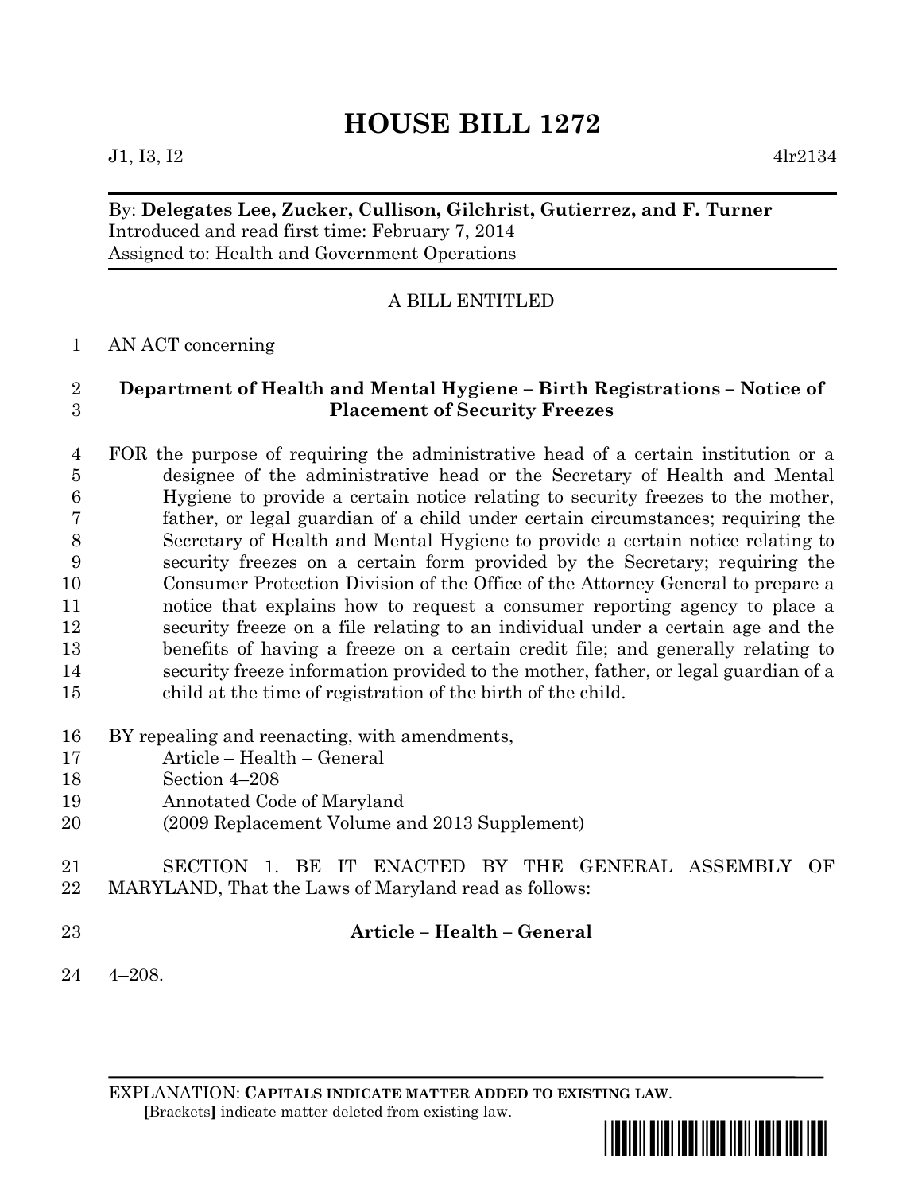# HOUSE BILL 1272

J1, I3, I2 4lr2134

By: **Delegates Lee, Zucker, Cullison, Gilchrist, Gutierrez, and F. Turner**
Introduced and read first time: February 7, 2014
Assigned to: Health and Government Operations

A BILL ENTITLED

AN ACT concerning

**Department of Health and Mental Hygiene – Birth Registrations – Notice of Placement of Security Freezes**

FOR the purpose of requiring the administrative head of a certain institution or a designee of the administrative head or the Secretary of Health and Mental Hygiene to provide a certain notice relating to security freezes to the mother, father, or legal guardian of a child under certain circumstances; requiring the Secretary of Health and Mental Hygiene to provide a certain notice relating to security freezes on a certain form provided by the Secretary; requiring the Consumer Protection Division of the Office of the Attorney General to prepare a notice that explains how to request a consumer reporting agency to place a security freeze on a file relating to an individual under a certain age and the benefits of having a freeze on a certain credit file; and generally relating to security freeze information provided to the mother, father, or legal guardian of a child at the time of registration of the birth of the child.

BY repealing and reenacting, with amendments,
Article – Health – General
Section 4–208
Annotated Code of Maryland
(2009 Replacement Volume and 2013 Supplement)

SECTION 1. BE IT ENACTED BY THE GENERAL ASSEMBLY OF MARYLAND, That the Laws of Maryland read as follows:

**Article – Health – General**

4–208.

EXPLANATION: **CAPITALS INDICATE MATTER ADDED TO EXISTING LAW.**
**[**Brackets**]** indicate matter deleted from existing law.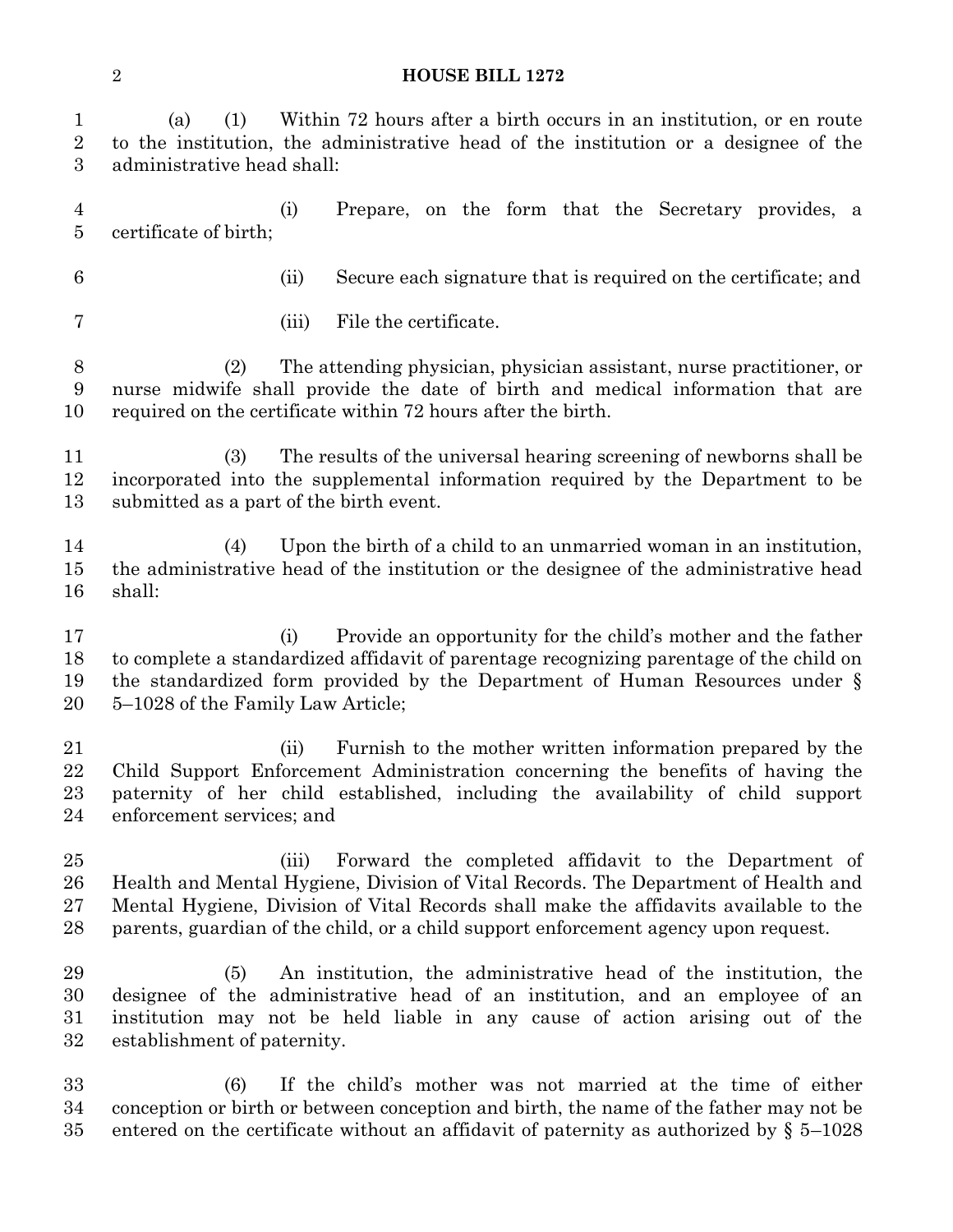(a) (1) Within 72 hours after a birth occurs in an institution, or en route to the institution, the administrative head of the institution or a designee of the administrative head shall:

(i) Prepare, on the form that the Secretary provides, a certificate of birth;

(ii) Secure each signature that is required on the certificate; and

(iii) File the certificate.

(2) The attending physician, physician assistant, nurse practitioner, or nurse midwife shall provide the date of birth and medical information that are required on the certificate within 72 hours after the birth.

(3) The results of the universal hearing screening of newborns shall be incorporated into the supplemental information required by the Department to be submitted as a part of the birth event.

(4) Upon the birth of a child to an unmarried woman in an institution, the administrative head of the institution or the designee of the administrative head shall:

(i) Provide an opportunity for the child's mother and the father to complete a standardized affidavit of parentage recognizing parentage of the child on the standardized form provided by the Department of Human Resources under § 5–1028 of the Family Law Article;

(ii) Furnish to the mother written information prepared by the Child Support Enforcement Administration concerning the benefits of having the paternity of her child established, including the availability of child support enforcement services; and

(iii) Forward the completed affidavit to the Department of Health and Mental Hygiene, Division of Vital Records. The Department of Health and Mental Hygiene, Division of Vital Records shall make the affidavits available to the parents, guardian of the child, or a child support enforcement agency upon request.

(5) An institution, the administrative head of the institution, the designee of the administrative head of an institution, and an employee of an institution may not be held liable in any cause of action arising out of the establishment of paternity.

(6) If the child's mother was not married at the time of either conception or birth or between conception and birth, the name of the father may not be entered on the certificate without an affidavit of paternity as authorized by § 5–1028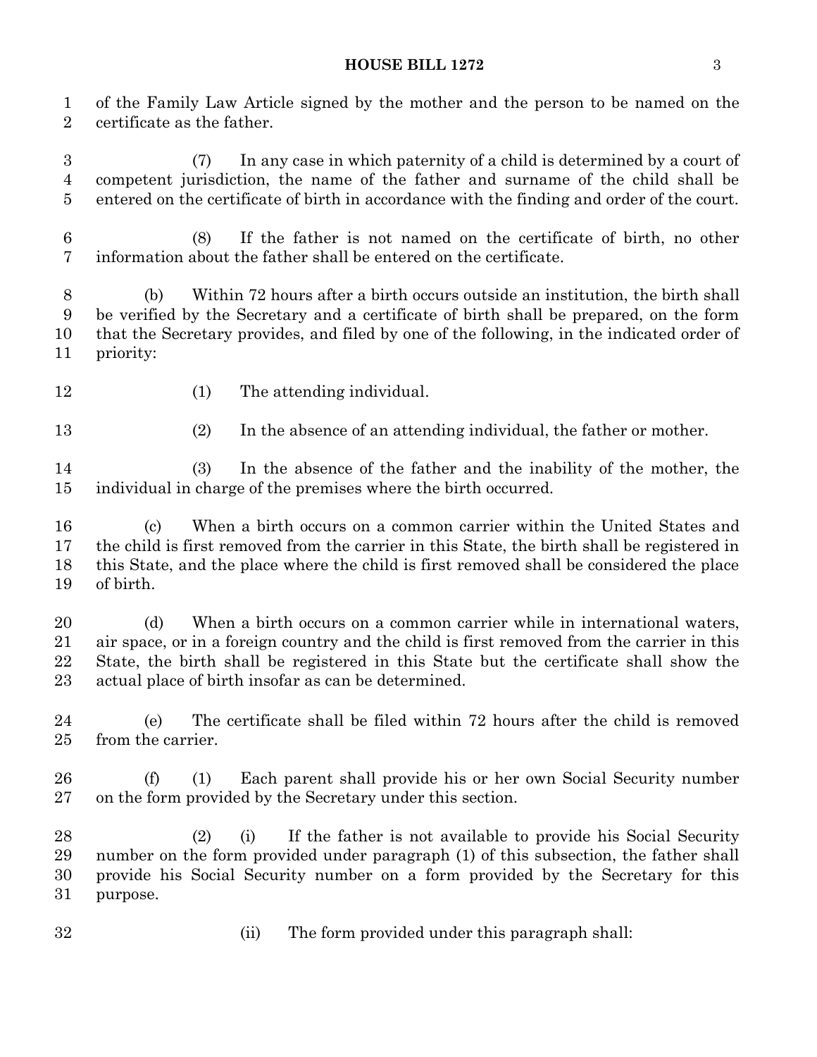of the Family Law Article signed by the mother and the person to be named on the certificate as the father.

(7) In any case in which paternity of a child is determined by a court of competent jurisdiction, the name of the father and surname of the child shall be entered on the certificate of birth in accordance with the finding and order of the court.

(8) If the father is not named on the certificate of birth, no other information about the father shall be entered on the certificate.

(b) Within 72 hours after a birth occurs outside an institution, the birth shall be verified by the Secretary and a certificate of birth shall be prepared, on the form that the Secretary provides, and filed by one of the following, in the indicated order of priority:

(1) The attending individual.

(2) In the absence of an attending individual, the father or mother.

(3) In the absence of the father and the inability of the mother, the individual in charge of the premises where the birth occurred.

(c) When a birth occurs on a common carrier within the United States and the child is first removed from the carrier in this State, the birth shall be registered in this State, and the place where the child is first removed shall be considered the place of birth.

(d) When a birth occurs on a common carrier while in international waters, air space, or in a foreign country and the child is first removed from the carrier in this State, the birth shall be registered in this State but the certificate shall show the actual place of birth insofar as can be determined.

(e) The certificate shall be filed within 72 hours after the child is removed from the carrier.

(f) (1) Each parent shall provide his or her own Social Security number on the form provided by the Secretary under this section.

(2) (i) If the father is not available to provide his Social Security number on the form provided under paragraph (1) of this subsection, the father shall provide his Social Security number on a form provided by the Secretary for this purpose.

(ii) The form provided under this paragraph shall: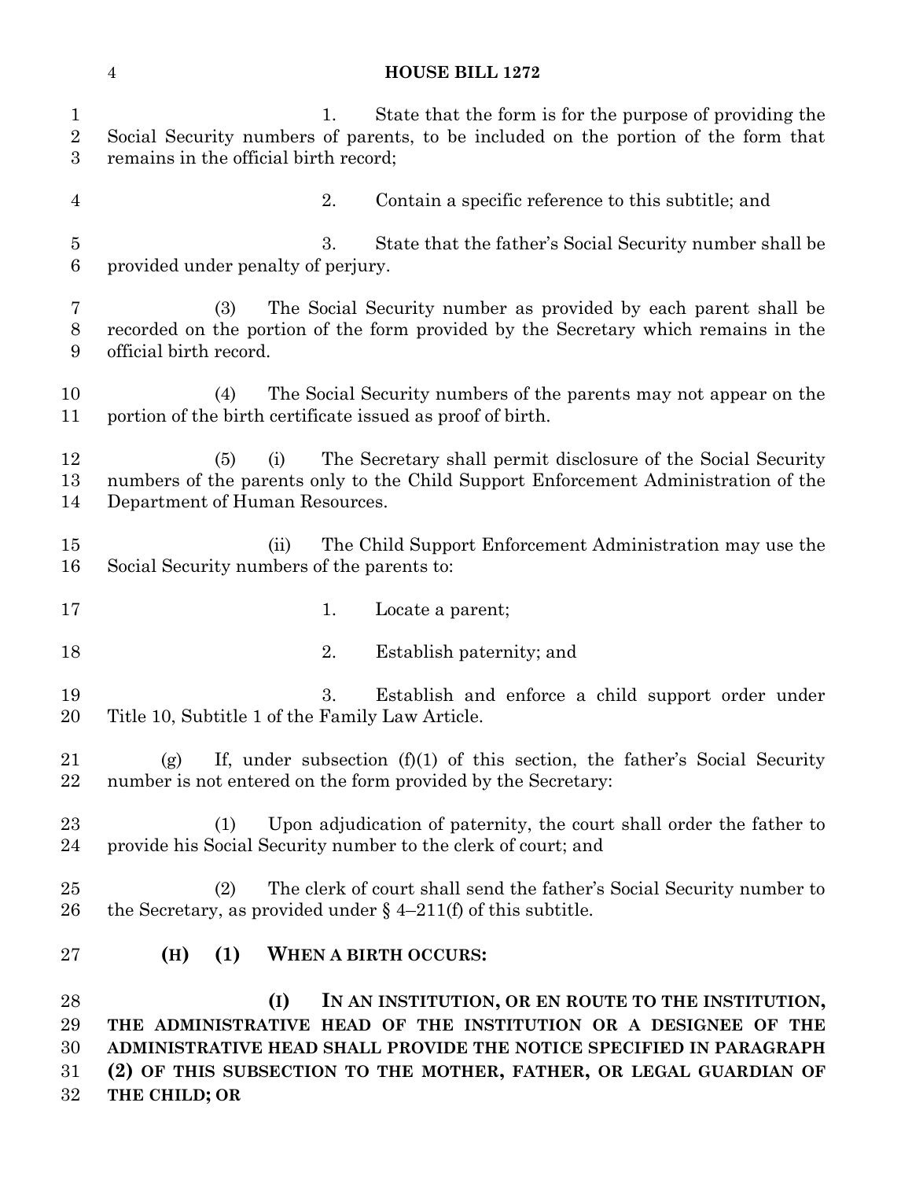1. State that the form is for the purpose of providing the Social Security numbers of parents, to be included on the portion of the form that remains in the official birth record;

2. Contain a specific reference to this subtitle; and

3. State that the father's Social Security number shall be provided under penalty of perjury.

(3) The Social Security number as provided by each parent shall be recorded on the portion of the form provided by the Secretary which remains in the official birth record.

(4) The Social Security numbers of the parents may not appear on the portion of the birth certificate issued as proof of birth.

(5) (i) The Secretary shall permit disclosure of the Social Security numbers of the parents only to the Child Support Enforcement Administration of the Department of Human Resources.

(ii) The Child Support Enforcement Administration may use the Social Security numbers of the parents to:

1. Locate a parent;

2. Establish paternity; and

3. Establish and enforce a child support order under Title 10, Subtitle 1 of the Family Law Article.

(g) If, under subsection (f)(1) of this section, the father's Social Security number is not entered on the form provided by the Secretary:

(1) Upon adjudication of paternity, the court shall order the father to provide his Social Security number to the clerk of court; and

(2) The clerk of court shall send the father's Social Security number to the Secretary, as provided under § 4–211(f) of this subtitle.

**(H) (1) WHEN A BIRTH OCCURS:**

**(I) IN AN INSTITUTION, OR EN ROUTE TO THE INSTITUTION, THE ADMINISTRATIVE HEAD OF THE INSTITUTION OR A DESIGNEE OF THE ADMINISTRATIVE HEAD SHALL PROVIDE THE NOTICE SPECIFIED IN PARAGRAPH (2) OF THIS SUBSECTION TO THE MOTHER, FATHER, OR LEGAL GUARDIAN OF THE CHILD; OR**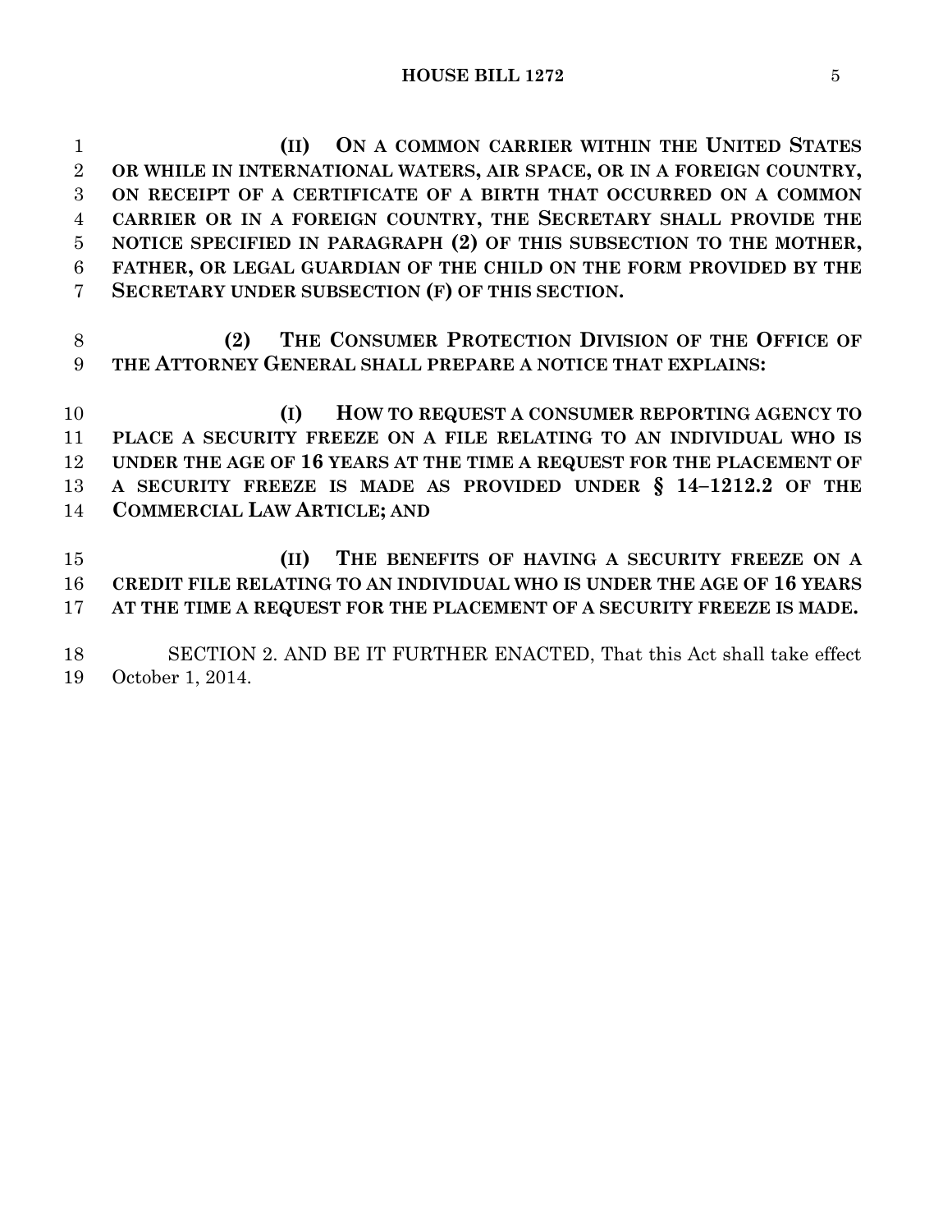**(II) ON A COMMON CARRIER WITHIN THE UNITED STATES OR WHILE IN INTERNATIONAL WATERS, AIR SPACE, OR IN A FOREIGN COUNTRY, ON RECEIPT OF A CERTIFICATE OF A BIRTH THAT OCCURRED ON A COMMON CARRIER OR IN A FOREIGN COUNTRY, THE SECRETARY SHALL PROVIDE THE NOTICE SPECIFIED IN PARAGRAPH (2) OF THIS SUBSECTION TO THE MOTHER, FATHER, OR LEGAL GUARDIAN OF THE CHILD ON THE FORM PROVIDED BY THE SECRETARY UNDER SUBSECTION (F) OF THIS SECTION.**

**(2) THE CONSUMER PROTECTION DIVISION OF THE OFFICE OF THE ATTORNEY GENERAL SHALL PREPARE A NOTICE THAT EXPLAINS:**

**(I) HOW TO REQUEST A CONSUMER REPORTING AGENCY TO PLACE A SECURITY FREEZE ON A FILE RELATING TO AN INDIVIDUAL WHO IS UNDER THE AGE OF 16 YEARS AT THE TIME A REQUEST FOR THE PLACEMENT OF A SECURITY FREEZE IS MADE AS PROVIDED UNDER § 14–1212.2 OF THE COMMERCIAL LAW ARTICLE; AND**

**(II) THE BENEFITS OF HAVING A SECURITY FREEZE ON A CREDIT FILE RELATING TO AN INDIVIDUAL WHO IS UNDER THE AGE OF 16 YEARS AT THE TIME A REQUEST FOR THE PLACEMENT OF A SECURITY FREEZE IS MADE.**

SECTION 2. AND BE IT FURTHER ENACTED, That this Act shall take effect October 1, 2014.